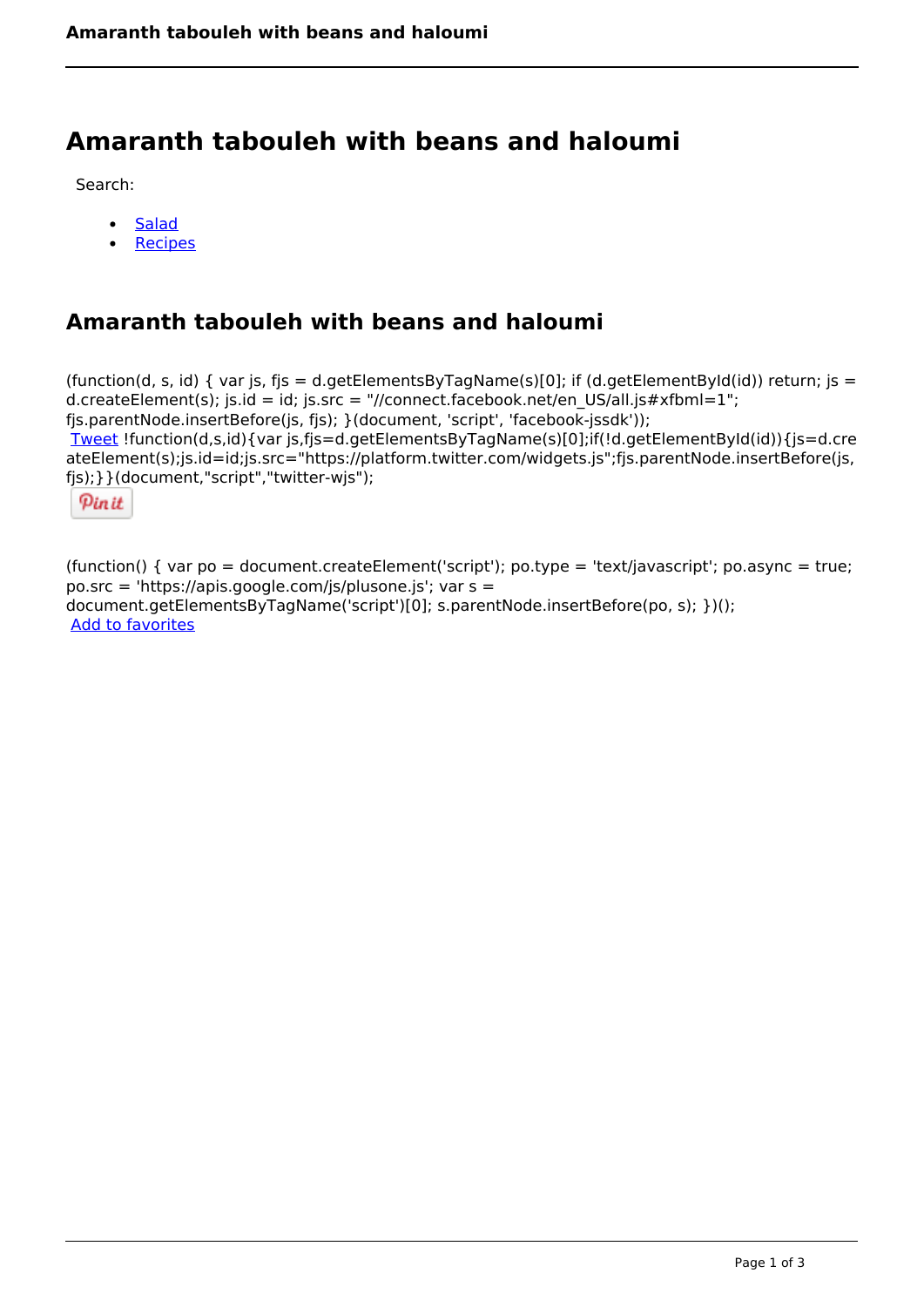# Amaranth tabouleh with beans and haloumi

Search:

- Salad
- Recipes

## Amaranth tabouleh with beans and haloumi

(function(d, s, id) { var js, fjs = d.getElementsByTagName(s)[0]; if (d.getElementById(id)) return; js = d.createElement(s); js.id = id; js.src = "//connect.facebook.net/en_US/all.js#xfbml=1"; fjs.parentNode.insertBefore(js, fjs); }(document, 'script', 'facebook-jssdk'));
Tweet !function(d,s,id){var js,fjs=d.getElementsByTagName(s)[0];if(!d.getElementById(id)){js=d.createElement(s);js.id=id;js.src="https://platform.twitter.com/widgets.js";fjs.parentNode.insertBefore(js,fjs);}}(document,"script","twitter-wjs");

Pin it

(function() { var po = document.createElement('script'); po.type = 'text/javascript'; po.async = true; po.src = 'https://apis.google.com/js/plusone.js'; var s = document.getElementsByTagName('script')[0]; s.parentNode.insertBefore(po, s); })();
Add to favorites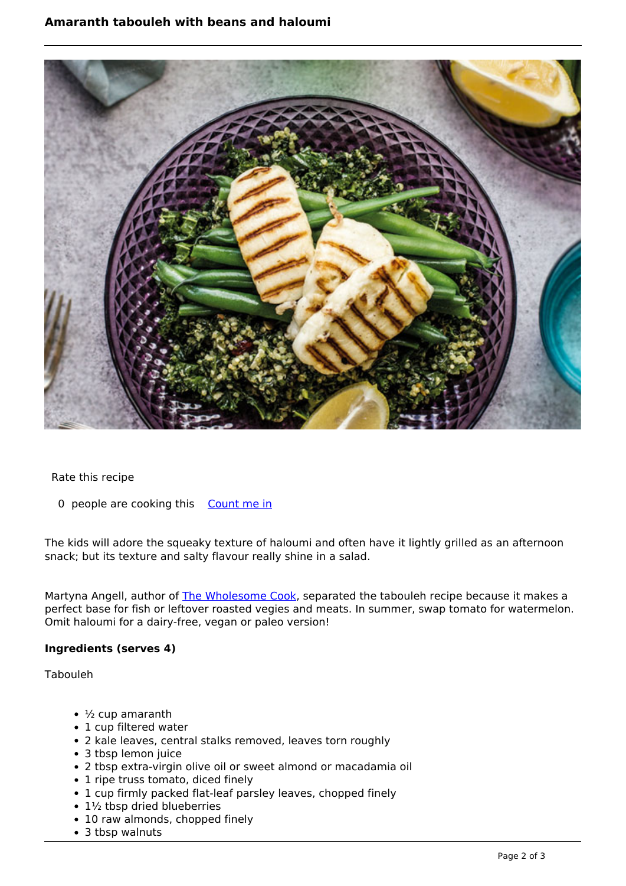# Amaranth tabouleh with beans and haloumi

Rate this recipe

0 people are cooking this [Count me in]

The kids will adore the squeaky texture of haloumi and often have it lightly grilled as an afternoon snack; but its texture and salty flavour really shine in a salad.

Martyna Angell, author of The Wholesome Cook, separated the tabouleh recipe because it makes a perfect base for fish or leftover roasted vegies and meats. In summer, swap tomato for watermelon. Omit haloumi for a dairy-free, vegan or paleo version!

**Ingredients (serves 4)**

Tabouleh

- ½ cup amaranth
- 1 cup filtered water
- 2 kale leaves, central stalks removed, leaves torn roughly
- 3 tbsp lemon juice
- 2 tbsp extra-virgin olive oil or sweet almond or macadamia oil
- 1 ripe truss tomato, diced finely
- 1 cup firmly packed flat-leaf parsley leaves, chopped finely
- 1½ tbsp dried blueberries
- 10 raw almonds, chopped finely
- 3 tbsp walnuts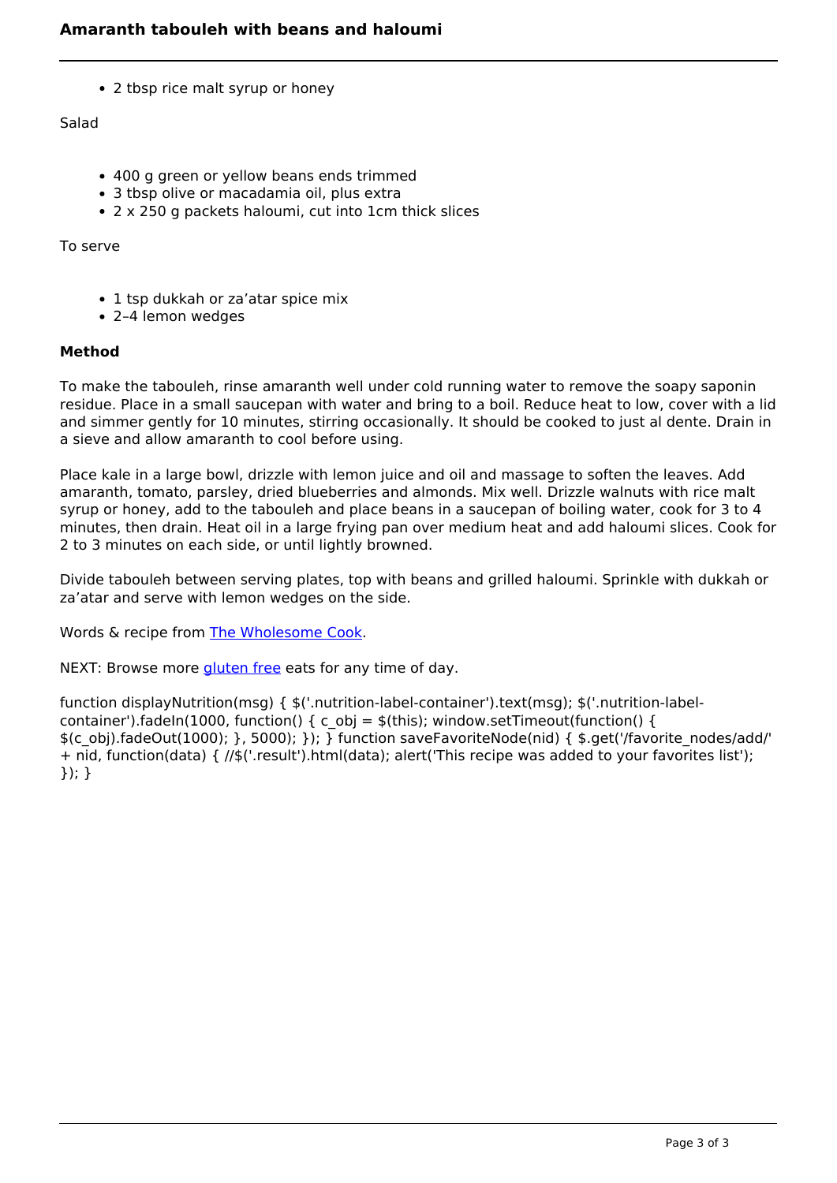- 2 tbsp rice malt syrup or honey

Salad

- 400 g green or yellow beans ends trimmed
- 3 tbsp olive or macadamia oil, plus extra
- 2 x 250 g packets haloumi, cut into 1cm thick slices

To serve

- 1 tsp dukkah or za’atar spice mix
- 2–4 lemon wedges

**Method**

To make the tabouleh, rinse amaranth well under cold running water to remove the soapy saponin residue. Place in a small saucepan with water and bring to a boil. Reduce heat to low, cover with a lid and simmer gently for 10 minutes, stirring occasionally. It should be cooked to just al dente. Drain in a sieve and allow amaranth to cool before using.

Place kale in a large bowl, drizzle with lemon juice and oil and massage to soften the leaves. Add amaranth, tomato, parsley, dried blueberries and almonds. Mix well. Drizzle walnuts with rice malt syrup or honey, add to the tabouleh and place beans in a saucepan of boiling water, cook for 3 to 4 minutes, then drain. Heat oil in a large frying pan over medium heat and add haloumi slices. Cook for 2 to 3 minutes on each side, or until lightly browned.

Divide tabouleh between serving plates, top with beans and grilled haloumi. Sprinkle with dukkah or za’atar and serve with lemon wedges on the side.

Words & recipe from The Wholesome Cook.

NEXT: Browse more gluten free eats for any time of day.

```
function displayNutrition(msg) { $('.nutrition-label-container').text(msg); $('.nutrition-label-container').fadeIn(1000, function() { c_obj = $(this); window.setTimeout(function() { $(c_obj).fadeOut(1000); }, 5000); }); } function saveFavoriteNode(nid) { $.get('/favorite_nodes/add/' + nid, function(data) { //$('.result').html(data); alert('This recipe was added to your favorites list'); }); }
```